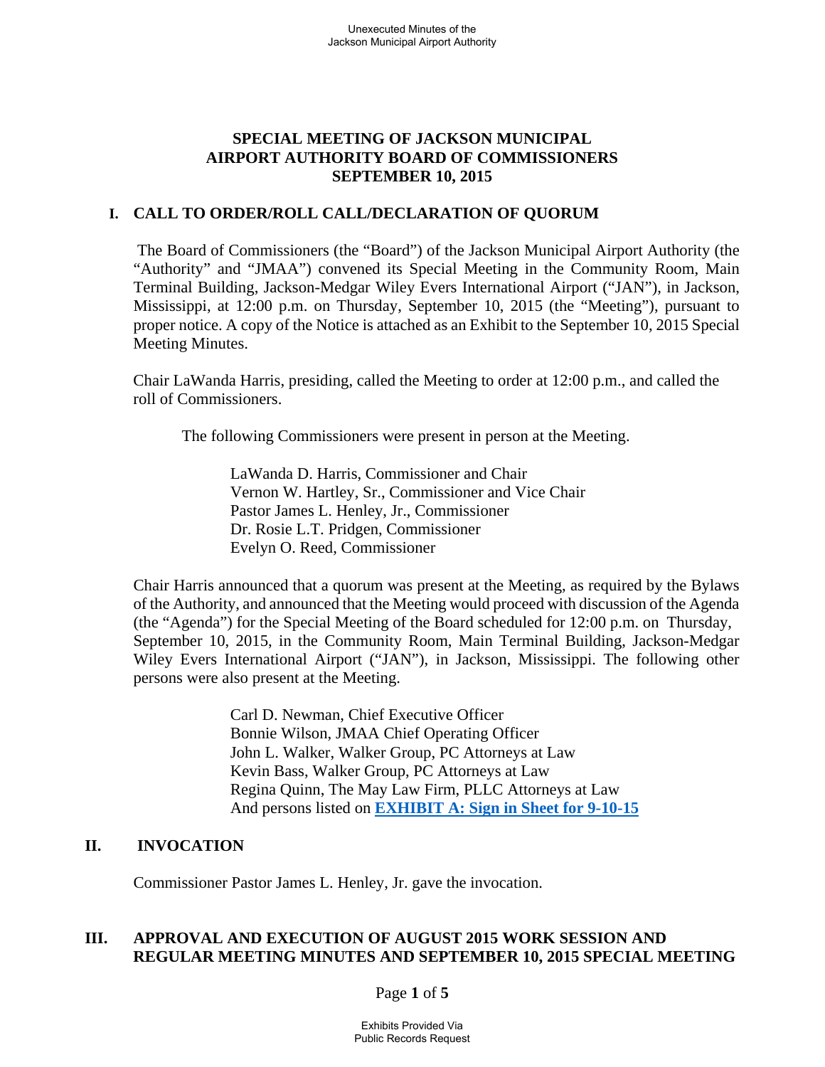# SPECIAL MEETING OF JACKSON MUNICIPAL AIRPORT AUTHORITY BOARD OF COMMISSIONERS SEPTEMBER 10, 2015

## I. CALL TO ORDER/ROLL CALL/DECLARATION OF QUORUM

The Board of Commissioners (the "Board") of the Jackson Municipal Airport Authority (the "Authority" and "JMAA") convened its Special Meeting in the Community Room, Main Terminal Building, Jackson-Medgar Wiley Evers International Airport ("JAN"), in Jackson, Mississippi, at 12:00 p.m. on Thursday, September 10, 2015 (the "Meeting"), pursuant to proper notice. A copy of the Notice is attached as an Exhibit to the September 10, 2015 Special Meeting Minutes.

Chair LaWanda Harris, presiding, called the Meeting to order at 12:00 p.m., and called the roll of Commissioners.

The following Commissioners were present in person at the Meeting.

LaWanda D. Harris, Commissioner and Chair
Vernon W. Hartley, Sr., Commissioner and Vice Chair
Pastor James L. Henley, Jr., Commissioner
Dr. Rosie L.T. Pridgen, Commissioner
Evelyn O. Reed, Commissioner

Chair Harris announced that a quorum was present at the Meeting, as required by the Bylaws of the Authority, and announced that the Meeting would proceed with discussion of the Agenda (the "Agenda") for the Special Meeting of the Board scheduled for 12:00 p.m. on Thursday, September 10, 2015, in the Community Room, Main Terminal Building, Jackson-Medgar Wiley Evers International Airport ("JAN"), in Jackson, Mississippi. The following other persons were also present at the Meeting.

Carl D. Newman, Chief Executive Officer
Bonnie Wilson, JMAA Chief Operating Officer
John L. Walker, Walker Group, PC Attorneys at Law
Kevin Bass, Walker Group, PC Attorneys at Law
Regina Quinn, The May Law Firm, PLLC Attorneys at Law
And persons listed on **EXHIBIT A: Sign in Sheet for 9-10-15**

## II. INVOCATION

Commissioner Pastor James L. Henley, Jr. gave the invocation.

## III. APPROVAL AND EXECUTION OF AUGUST 2015 WORK SESSION AND REGULAR MEETING MINUTES AND SEPTEMBER 10, 2015 SPECIAL MEETING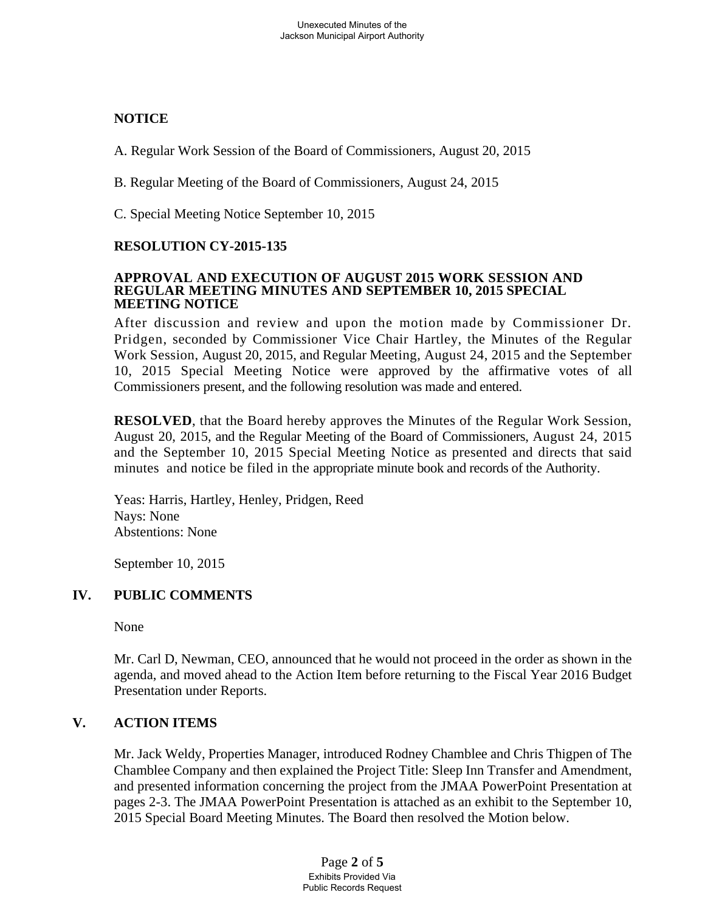**NOTICE**

A. Regular Work Session of the Board of Commissioners, August 20, 2015

B. Regular Meeting of the Board of Commissioners, August 24, 2015

C. Special Meeting Notice September 10, 2015

**RESOLUTION CY-2015-135**

**APPROVAL AND EXECUTION OF AUGUST 2015 WORK SESSION AND REGULAR MEETING MINUTES AND SEPTEMBER 10, 2015 SPECIAL MEETING NOTICE**

After discussion and review and upon the motion made by Commissioner Dr. Pridgen, seconded by Commissioner Vice Chair Hartley, the Minutes of the Regular Work Session, August 20, 2015, and Regular Meeting, August 24, 2015 and the September 10, 2015 Special Meeting Notice were approved by the affirmative votes of all Commissioners present, and the following resolution was made and entered.

**RESOLVED**, that the Board hereby approves the Minutes of the Regular Work Session, August 20, 2015, and the Regular Meeting of the Board of Commissioners, August 24, 2015 and the September 10, 2015 Special Meeting Notice as presented and directs that said minutes and notice be filed in the appropriate minute book and records of the Authority.

Yeas: Harris, Hartley, Henley, Pridgen, Reed
Nays: None
Abstentions: None

September 10, 2015

## IV. PUBLIC COMMENTS

None

Mr. Carl D, Newman, CEO, announced that he would not proceed in the order as shown in the agenda, and moved ahead to the Action Item before returning to the Fiscal Year 2016 Budget Presentation under Reports.

## V. ACTION ITEMS

Mr. Jack Weldy, Properties Manager, introduced Rodney Chamblee and Chris Thigpen of The Chamblee Company and then explained the Project Title: Sleep Inn Transfer and Amendment, and presented information concerning the project from the JMAA PowerPoint Presentation at pages 2-3. The JMAA PowerPoint Presentation is attached as an exhibit to the September 10, 2015 Special Board Meeting Minutes. The Board then resolved the Motion below.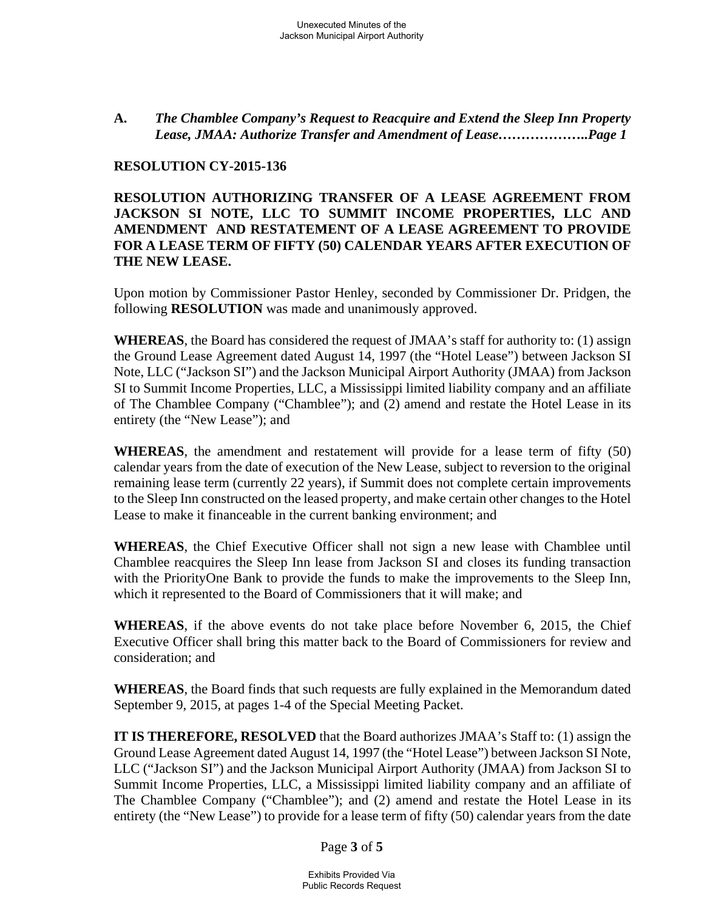**A.** ***The Chamblee Company's Request to Reacquire and Extend the Sleep Inn Property Lease, JMAA: Authorize Transfer and Amendment of Lease……………….Page 1***

**RESOLUTION CY-2015-136**

**RESOLUTION AUTHORIZING TRANSFER OF A LEASE AGREEMENT FROM JACKSON SI NOTE, LLC TO SUMMIT INCOME PROPERTIES, LLC AND AMENDMENT AND RESTATEMENT OF A LEASE AGREEMENT TO PROVIDE FOR A LEASE TERM OF FIFTY (50) CALENDAR YEARS AFTER EXECUTION OF THE NEW LEASE.**

Upon motion by Commissioner Pastor Henley, seconded by Commissioner Dr. Pridgen, the following **RESOLUTION** was made and unanimously approved.

**WHEREAS**, the Board has considered the request of JMAA's staff for authority to: (1) assign the Ground Lease Agreement dated August 14, 1997 (the "Hotel Lease") between Jackson SI Note, LLC ("Jackson SI") and the Jackson Municipal Airport Authority (JMAA) from Jackson SI to Summit Income Properties, LLC, a Mississippi limited liability company and an affiliate of The Chamblee Company ("Chamblee"); and (2) amend and restate the Hotel Lease in its entirety (the "New Lease"); and

**WHEREAS**, the amendment and restatement will provide for a lease term of fifty (50) calendar years from the date of execution of the New Lease, subject to reversion to the original remaining lease term (currently 22 years), if Summit does not complete certain improvements to the Sleep Inn constructed on the leased property, and make certain other changes to the Hotel Lease to make it financeable in the current banking environment; and

**WHEREAS**, the Chief Executive Officer shall not sign a new lease with Chamblee until Chamblee reacquires the Sleep Inn lease from Jackson SI and closes its funding transaction with the PriorityOne Bank to provide the funds to make the improvements to the Sleep Inn, which it represented to the Board of Commissioners that it will make; and

**WHEREAS**, if the above events do not take place before November 6, 2015, the Chief Executive Officer shall bring this matter back to the Board of Commissioners for review and consideration; and

**WHEREAS**, the Board finds that such requests are fully explained in the Memorandum dated September 9, 2015, at pages 1-4 of the Special Meeting Packet.

**IT IS THEREFORE, RESOLVED** that the Board authorizes JMAA's Staff to: (1) assign the Ground Lease Agreement dated August 14, 1997 (the "Hotel Lease") between Jackson SI Note, LLC ("Jackson SI") and the Jackson Municipal Airport Authority (JMAA) from Jackson SI to Summit Income Properties, LLC, a Mississippi limited liability company and an affiliate of The Chamblee Company ("Chamblee"); and (2) amend and restate the Hotel Lease in its entirety (the "New Lease") to provide for a lease term of fifty (50) calendar years from the date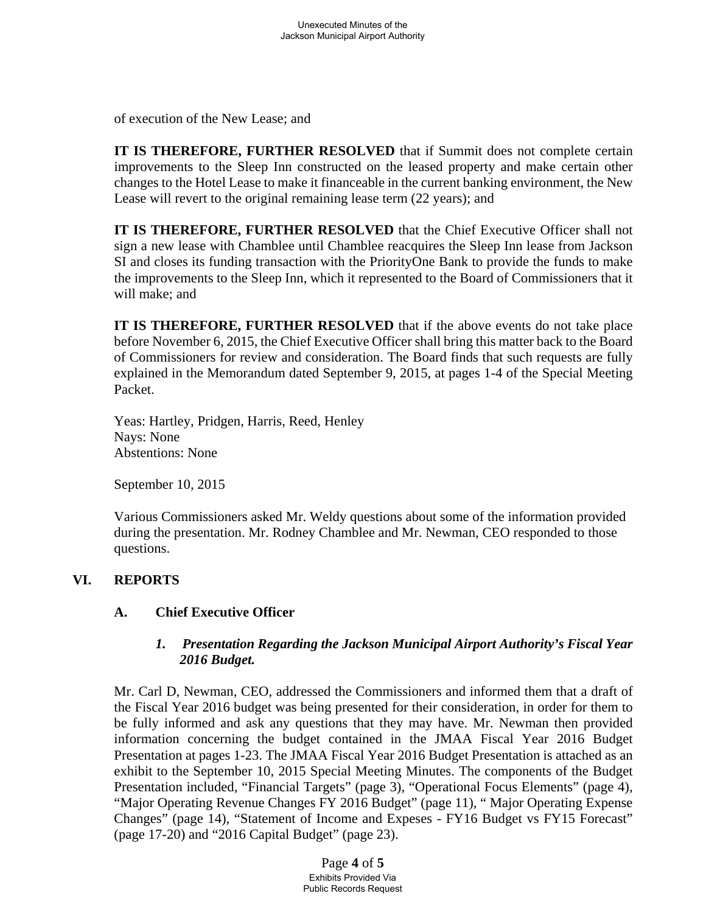of execution of the New Lease; and

**IT IS THEREFORE, FURTHER RESOLVED** that if Summit does not complete certain improvements to the Sleep Inn constructed on the leased property and make certain other changes to the Hotel Lease to make it financeable in the current banking environment, the New Lease will revert to the original remaining lease term (22 years); and

**IT IS THEREFORE, FURTHER RESOLVED** that the Chief Executive Officer shall not sign a new lease with Chamblee until Chamblee reacquires the Sleep Inn lease from Jackson SI and closes its funding transaction with the PriorityOne Bank to provide the funds to make the improvements to the Sleep Inn, which it represented to the Board of Commissioners that it will make; and

**IT IS THEREFORE, FURTHER RESOLVED** that if the above events do not take place before November 6, 2015, the Chief Executive Officer shall bring this matter back to the Board of Commissioners for review and consideration. The Board finds that such requests are fully explained in the Memorandum dated September 9, 2015, at pages 1-4 of the Special Meeting Packet.

Yeas: Hartley, Pridgen, Harris, Reed, Henley
Nays: None
Abstentions: None

September 10, 2015

Various Commissioners asked Mr. Weldy questions about some of the information provided during the presentation. Mr. Rodney Chamblee and Mr. Newman, CEO responded to those questions.

## VI. REPORTS

### A. Chief Executive Officer

#### *1. Presentation Regarding the Jackson Municipal Airport Authority's Fiscal Year 2016 Budget.*

Mr. Carl D, Newman, CEO, addressed the Commissioners and informed them that a draft of the Fiscal Year 2016 budget was being presented for their consideration, in order for them to be fully informed and ask any questions that they may have. Mr. Newman then provided information concerning the budget contained in the JMAA Fiscal Year 2016 Budget Presentation at pages 1-23. The JMAA Fiscal Year 2016 Budget Presentation is attached as an exhibit to the September 10, 2015 Special Meeting Minutes. The components of the Budget Presentation included, "Financial Targets" (page 3), "Operational Focus Elements" (page 4), "Major Operating Revenue Changes FY 2016 Budget" (page 11), " Major Operating Expense Changes" (page 14), "Statement of Income and Expeses - FY16 Budget vs FY15 Forecast" (page 17-20) and "2016 Capital Budget" (page 23).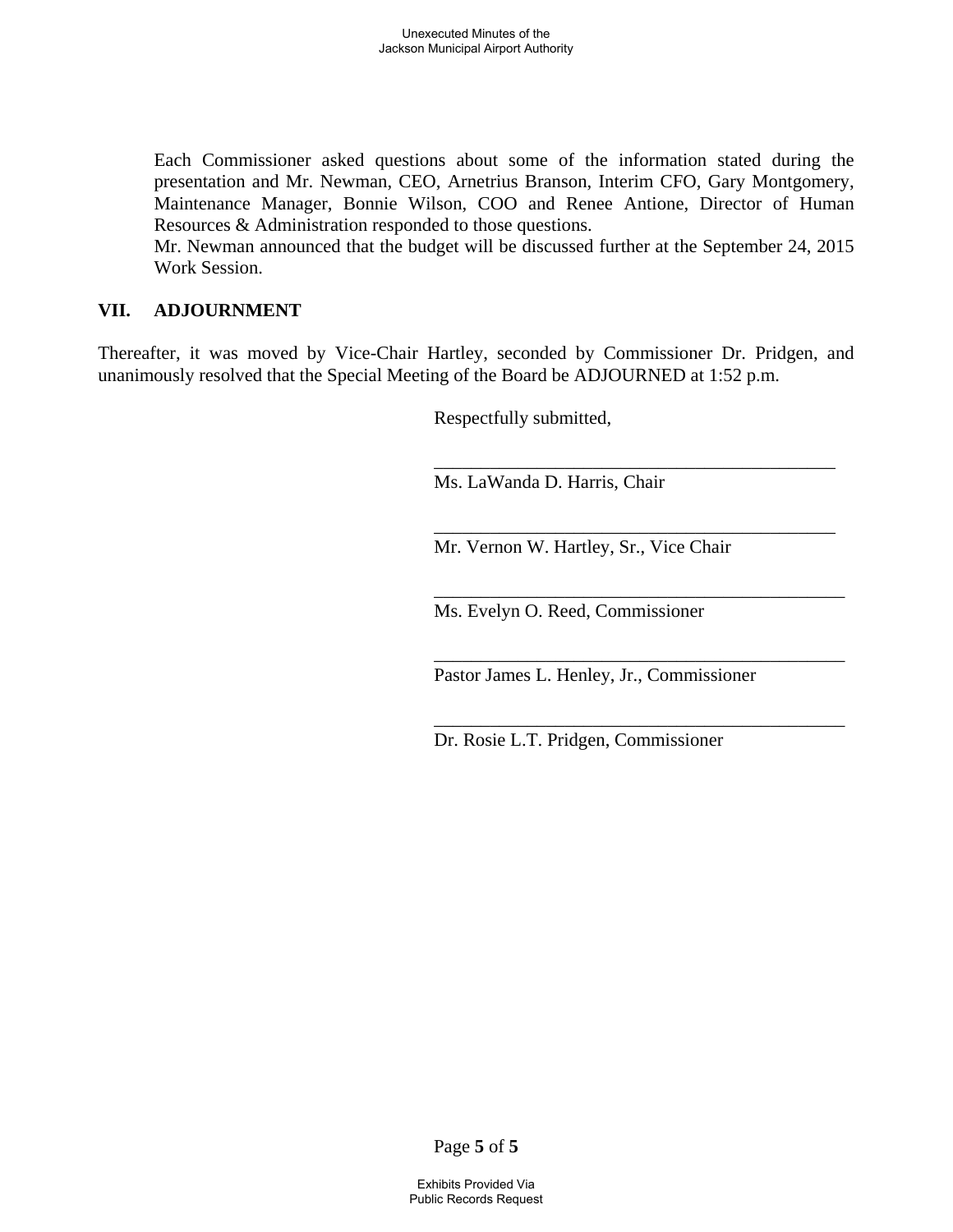Each Commissioner asked questions about some of the information stated during the presentation and Mr. Newman, CEO, Arnetrius Branson, Interim CFO, Gary Montgomery, Maintenance Manager, Bonnie Wilson, COO and Renee Antione, Director of Human Resources & Administration responded to those questions.

Mr. Newman announced that the budget will be discussed further at the September 24, 2015 Work Session.

## VII. ADJOURNMENT

Thereafter, it was moved by Vice-Chair Hartley, seconded by Commissioner Dr. Pridgen, and unanimously resolved that the Special Meeting of the Board be ADJOURNED at 1:52 p.m.

Respectfully submitted,

_____________________________________________

Ms. LaWanda D. Harris, Chair

_____________________________________________

Mr. Vernon W. Hartley, Sr., Vice Chair

_____________________________________________

Ms. Evelyn O. Reed, Commissioner

_____________________________________________

Pastor James L. Henley, Jr., Commissioner

_____________________________________________

Dr. Rosie L.T. Pridgen, Commissioner